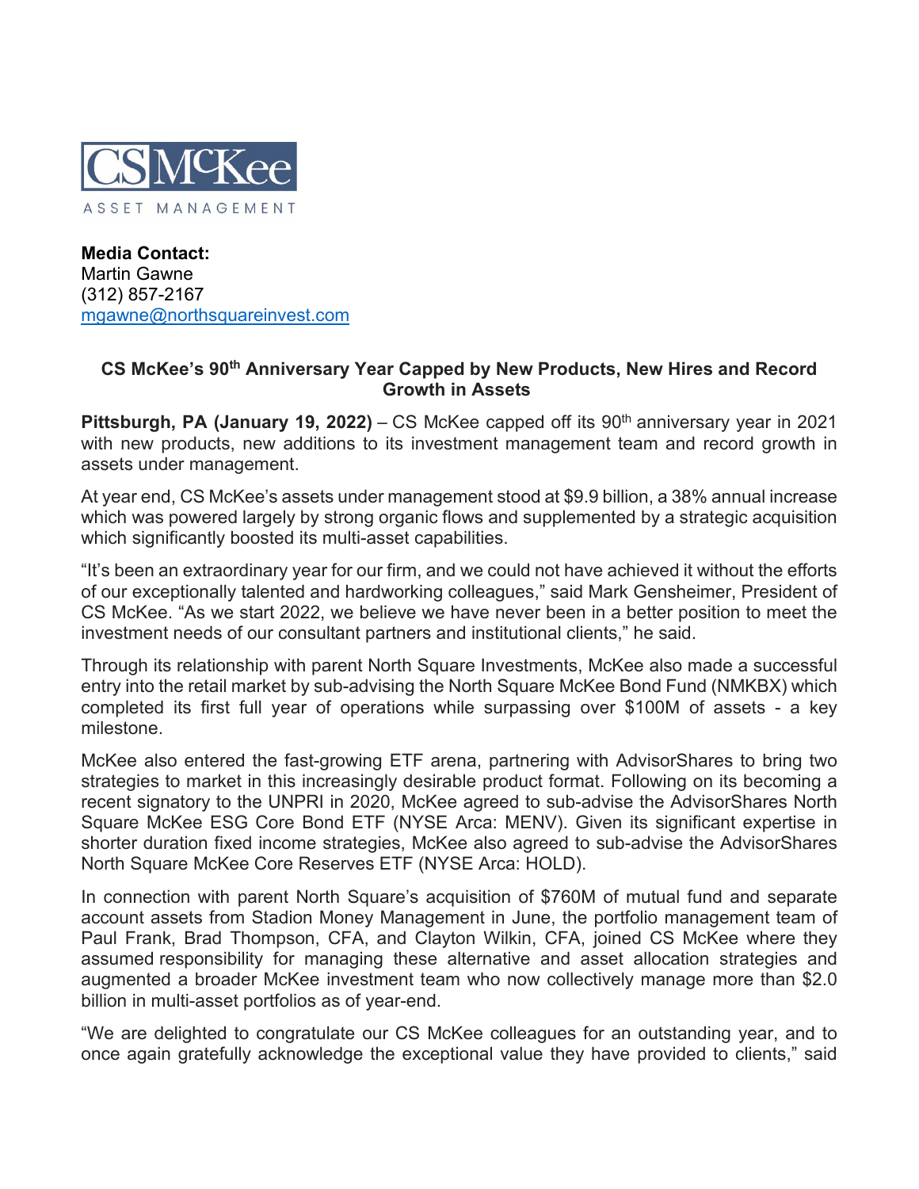CS McKee
ASSET MANAGEMENT

**Media Contact:**
Martin Gawne
(312) 857-2167
mgawne@northsquareinvest.com

**CS McKee's 90th Anniversary Year Capped by New Products, New Hires and Record Growth in Assets**

**Pittsburgh, PA (January 19, 2022)** – CS McKee capped off its 90th anniversary year in 2021 with new products, new additions to its investment management team and record growth in assets under management.

At year end, CS McKee's assets under management stood at $9.9 billion, a 38% annual increase which was powered largely by strong organic flows and supplemented by a strategic acquisition which significantly boosted its multi-asset capabilities.

"It's been an extraordinary year for our firm, and we could not have achieved it without the efforts of our exceptionally talented and hardworking colleagues," said Mark Gensheimer, President of CS McKee. "As we start 2022, we believe we have never been in a better position to meet the investment needs of our consultant partners and institutional clients," he said.

Through its relationship with parent North Square Investments, McKee also made a successful entry into the retail market by sub-advising the North Square McKee Bond Fund (NMKBX) which completed its first full year of operations while surpassing over $100M of assets - a key milestone.

McKee also entered the fast-growing ETF arena, partnering with AdvisorShares to bring two strategies to market in this increasingly desirable product format. Following on its becoming a recent signatory to the UNPRI in 2020, McKee agreed to sub-advise the AdvisorShares North Square McKee ESG Core Bond ETF (NYSE Arca: MENV). Given its significant expertise in shorter duration fixed income strategies, McKee also agreed to sub-advise the AdvisorShares North Square McKee Core Reserves ETF (NYSE Arca: HOLD).

In connection with parent North Square's acquisition of $760M of mutual fund and separate account assets from Stadion Money Management in June, the portfolio management team of Paul Frank, Brad Thompson, CFA, and Clayton Wilkin, CFA, joined CS McKee where they assumed responsibility for managing these alternative and asset allocation strategies and augmented a broader McKee investment team who now collectively manage more than $2.0 billion in multi-asset portfolios as of year-end.

"We are delighted to congratulate our CS McKee colleagues for an outstanding year, and to once again gratefully acknowledge the exceptional value they have provided to clients," said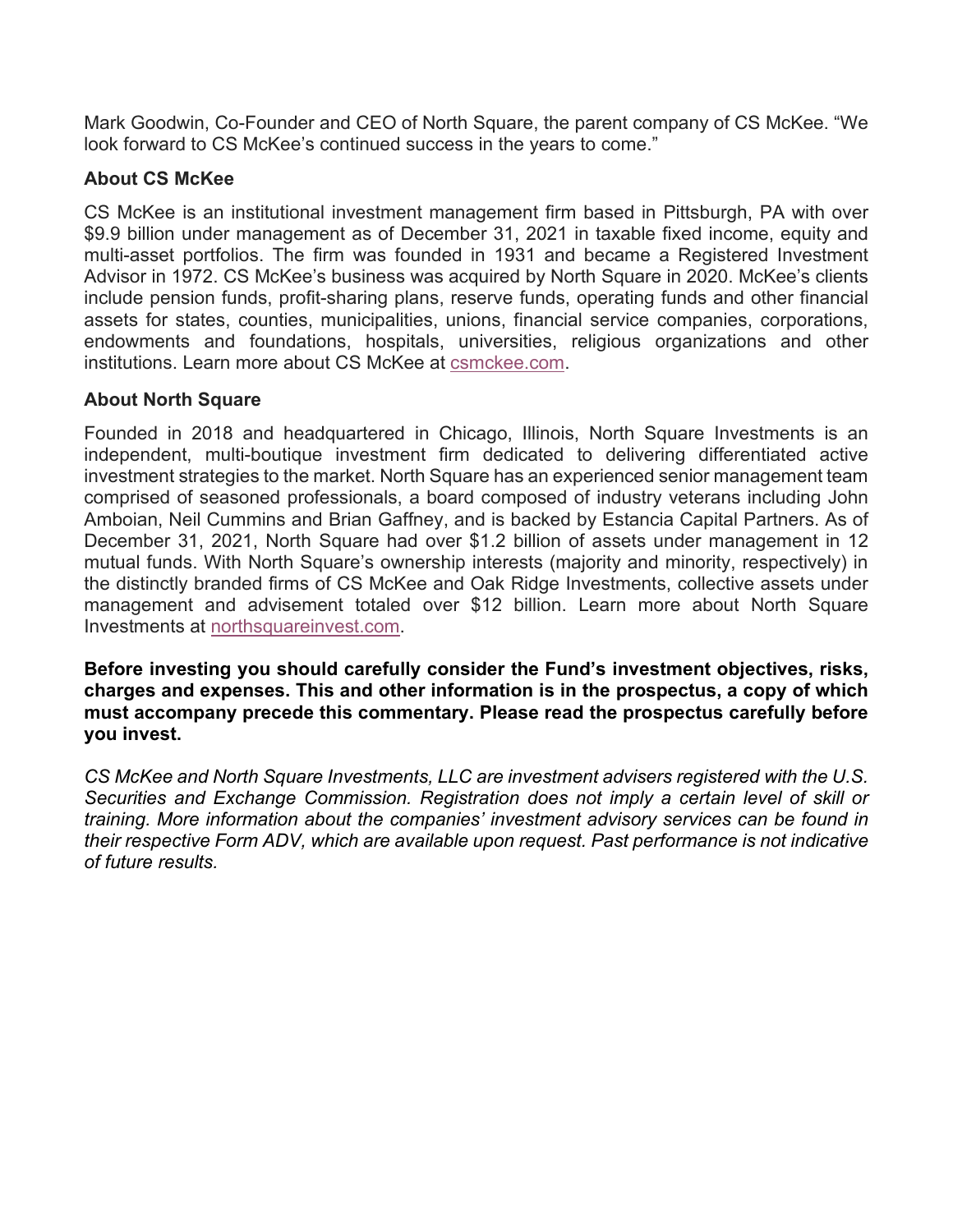Mark Goodwin, Co-Founder and CEO of North Square, the parent company of CS McKee. "We look forward to CS McKee's continued success in the years to come."

### About CS McKee

CS McKee is an institutional investment management firm based in Pittsburgh, PA with over $9.9 billion under management as of December 31, 2021 in taxable fixed income, equity and multi-asset portfolios. The firm was founded in 1931 and became a Registered Investment Advisor in 1972. CS McKee's business was acquired by North Square in 2020. McKee's clients include pension funds, profit-sharing plans, reserve funds, operating funds and other financial assets for states, counties, municipalities, unions, financial service companies, corporations, endowments and foundations, hospitals, universities, religious organizations and other institutions. Learn more about CS McKee at csmckee.com.

### About North Square

Founded in 2018 and headquartered in Chicago, Illinois, North Square Investments is an independent, multi-boutique investment firm dedicated to delivering differentiated active investment strategies to the market. North Square has an experienced senior management team comprised of seasoned professionals, a board composed of industry veterans including John Amboian, Neil Cummins and Brian Gaffney, and is backed by Estancia Capital Partners. As of December 31, 2021, North Square had over $1.2 billion of assets under management in 12 mutual funds. With North Square's ownership interests (majority and minority, respectively) in the distinctly branded firms of CS McKee and Oak Ridge Investments, collective assets under management and advisement totaled over $12 billion. Learn more about North Square Investments at northsquareinvest.com.

**Before investing you should carefully consider the Fund's investment objectives, risks, charges and expenses. This and other information is in the prospectus, a copy of which must accompany precede this commentary. Please read the prospectus carefully before you invest.**

*CS McKee and North Square Investments, LLC are investment advisers registered with the U.S. Securities and Exchange Commission. Registration does not imply a certain level of skill or training. More information about the companies' investment advisory services can be found in their respective Form ADV, which are available upon request. Past performance is not indicative of future results.*